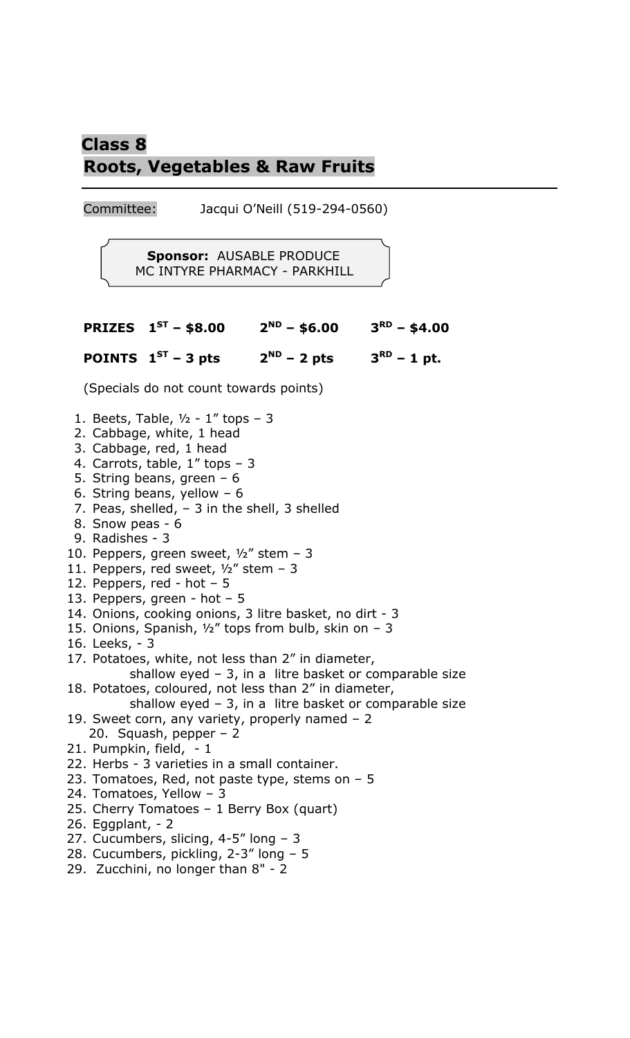# Class 8
## Roots, Vegetables & Raw Fruits

Committee: Jacqui O'Neill (519-294-0560)

**Sponsor:** AUSABLE PRODUCE
MC INTYRE PHARMACY - PARKHILL

**PRIZES 1ST – $8.00 2ND – $6.00 3RD – $4.00**

**POINTS 1ST – 3 pts 2ND – 2 pts 3RD – 1 pt.**

(Specials do not count towards points)

1. Beets, Table, ½ - 1" tops – 3
2. Cabbage, white, 1 head
3. Cabbage, red, 1 head
4. Carrots, table, 1" tops – 3
5. String beans, green – 6
6. String beans, yellow – 6
7. Peas, shelled, – 3 in the shell, 3 shelled
8. Snow peas - 6
9. Radishes - 3
10. Peppers, green sweet, ½" stem – 3
11. Peppers, red sweet, ½" stem – 3
12. Peppers, red - hot – 5
13. Peppers, green - hot – 5
14. Onions, cooking onions, 3 litre basket, no dirt - 3
15. Onions, Spanish, ½" tops from bulb, skin on – 3
16. Leeks, - 3
17. Potatoes, white, not less than 2" in diameter, shallow eyed – 3, in a litre basket or comparable size
18. Potatoes, coloured, not less than 2" in diameter, shallow eyed – 3, in a litre basket or comparable size
19. Sweet corn, any variety, properly named – 2
20. Squash, pepper – 2
21. Pumpkin, field, - 1
22. Herbs - 3 varieties in a small container.
23. Tomatoes, Red, not paste type, stems on – 5
24. Tomatoes, Yellow – 3
25. Cherry Tomatoes – 1 Berry Box (quart)
26. Eggplant, - 2
27. Cucumbers, slicing, 4-5" long – 3
28. Cucumbers, pickling, 2-3" long – 5
29. Zucchini, no longer than 8" - 2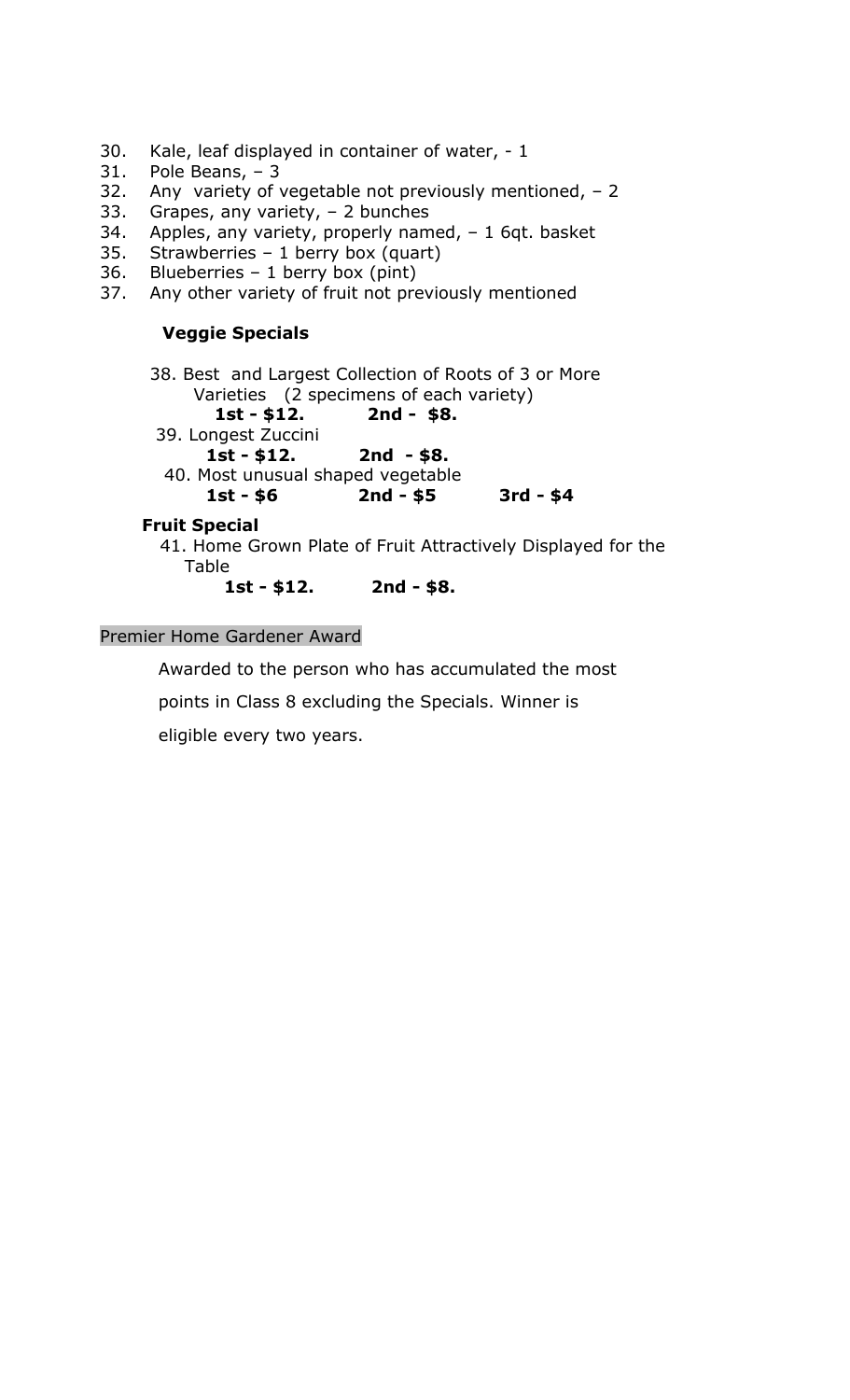30. Kale, leaf displayed in container of water, - 1
31. Pole Beans, – 3
32. Any variety of vegetable not previously mentioned, – 2
33. Grapes, any variety, – 2 bunches
34. Apples, any variety, properly named, – 1 6qt. basket
35. Strawberries – 1 berry box (quart)
36. Blueberries – 1 berry box (pint)
37. Any other variety of fruit not previously mentioned

**Veggie Specials**

38. Best and Largest Collection of Roots of 3 or More Varieties (2 specimens of each variety)
**1st - $12.** **2nd - $8.**

39. Longest Zuccini
**1st - $12.** **2nd - $8.**

40. Most unusual shaped vegetable
**1st - $6** **2nd - $5** **3rd - $4**

**Fruit Special**

41. Home Grown Plate of Fruit Attractively Displayed for the Table
**1st - $12.** **2nd - $8.**

Premier Home Gardener Award

Awarded to the person who has accumulated the most points in Class 8 excluding the Specials. Winner is eligible every two years.